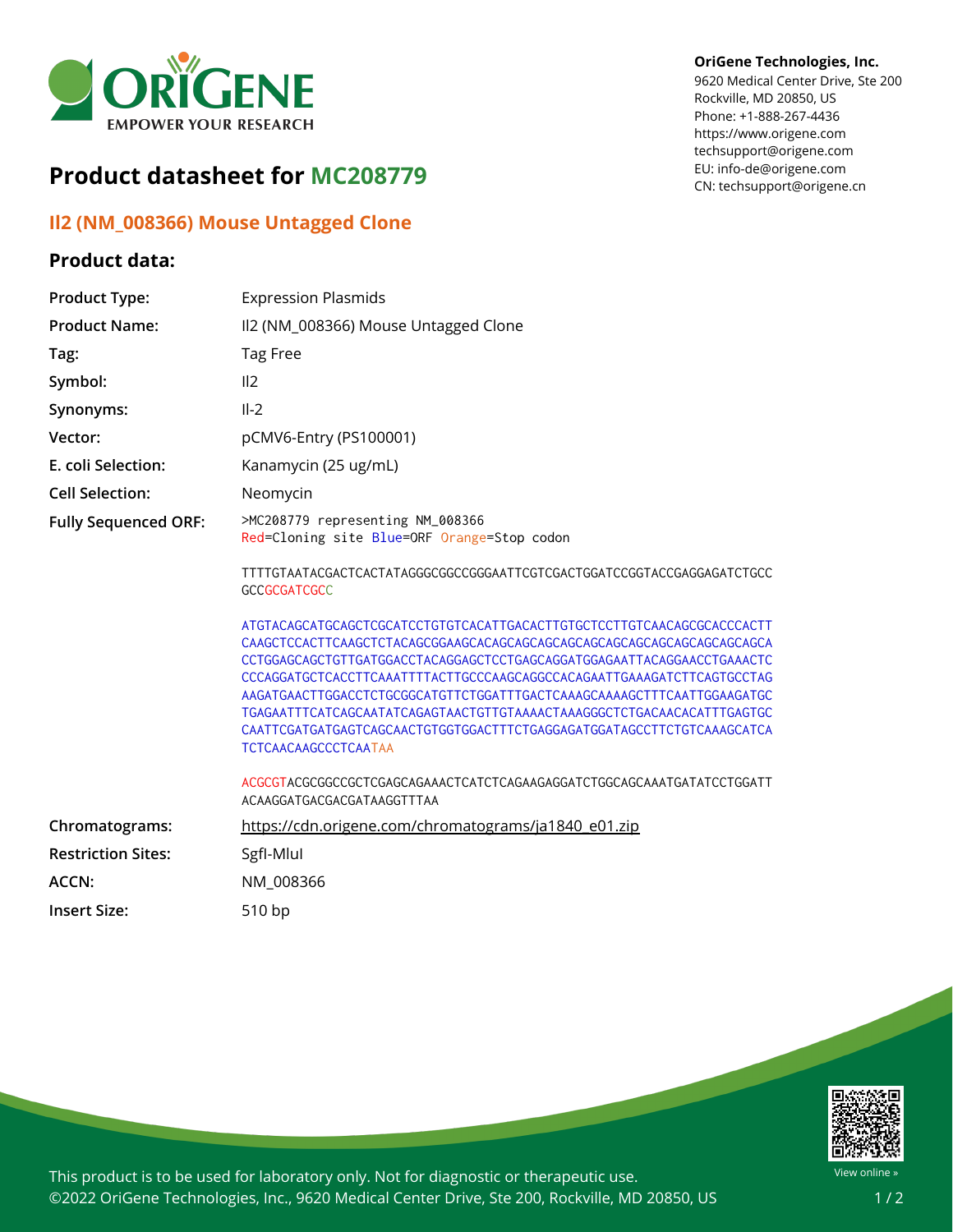**OriGene Technologies, Inc.**
9620 Medical Center Drive, Ste 200
Rockville, MD 20850, US
Phone: +1-888-267-4436
https://www.origene.com
techsupport@origene.com
EU: info-de@origene.com
CN: techsupport@origene.cn

# Product datasheet for MC208779

## Il2 (NM_008366) Mouse Untagged Clone

### Product data:

| | |
|---|---|
| **Product Type:** | Expression Plasmids |
| **Product Name:** | Il2 (NM_008366) Mouse Untagged Clone |
| **Tag:** | Tag Free |
| **Symbol:** | Il2 |
| **Synonyms:** | Il-2 |
| **Vector:** | pCMV6-Entry (PS100001) |
| **E. coli Selection:** | Kanamycin (25 ug/mL) |
| **Cell Selection:** | Neomycin |

**Fully Sequenced ORF:**

```
>MC208779 representing NM_008366
Red=Cloning site Blue=ORF Orange=Stop codon

TTTTGTAATACGACTCACTATAGGGCGGCCGGGAATTCGTCGACTGGATCCGGTACCGAGGAGATCTGCC
GCCGCGATCGCC

ATGTACAGCATGCAGCTCGCATCCTGTGTCACATTGACACTTGTGCTCCTTGTCAACAGCGCACCCACTT
CAAGCTCCACTTCAAGCTCTACAGCGGAAGCACAGCAGCAGCAGCAGCAGCAGCAGCAGCAGCAGCAGCA
CCTGGAGCAGCTGTTGATGGACCTACAGGAGCTCCTGAGCAGGATGGAGAATTACAGGAACCTGAAACTC
CCCAGGATGCTCACCTTCAAATTTTACTTGCCCAAGCAGGCCACAGAATTGAAAGATCTTCAGTGCCTAG
AAGATGAACTTGGACCTCTGCGGCATGTTCTGGATTTGACTCAAAGCAAAAGCTTTCAATTGGAAGATGC
TGAGAATTTCATCAGCAATATCAGAGTAACTGTTGTAAAACTAAAGGGCTCTGACAACACATTTGAGTGC
CAATTCGATGATGAGTCAGCAACTGTGGTGGACTTTCTGAGGAGATGGATAGCCTTCTGTCAAAGCATCA
TCTCAACAAGCCCTCAATAA

ACGCGTACGCGGCCGCTCGAGCAGAAACTCATCTCAGAAGAGGATCTGGCAGCAAATGATATCCTGGATT
ACAAGGATGACGACGATAAGGTTTAA
```

| | |
|---|---|
| **Chromatograms:** | https://cdn.origene.com/chromatograms/ja1840_e01.zip |
| **Restriction Sites:** | SgfI-MluI |
| **ACCN:** | NM_008366 |
| **Insert Size:** | 510 bp |

This product is to be used for laboratory only. Not for diagnostic or therapeutic use.
©2022 OriGene Technologies, Inc., 9620 Medical Center Drive, Ste 200, Rockville, MD 20850, US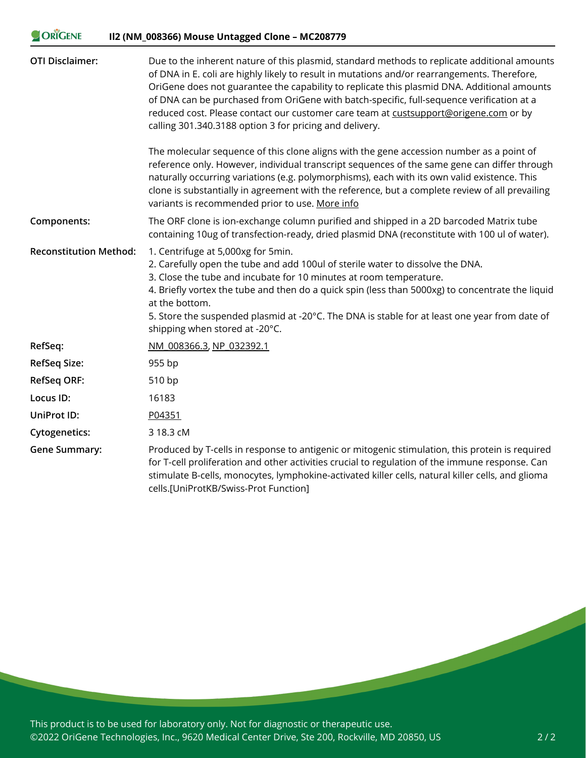| | |
|---|---|
| **OTI Disclaimer:** | Due to the inherent nature of this plasmid, standard methods to replicate additional amounts of DNA in E. coli are highly likely to result in mutations and/or rearrangements. Therefore, OriGene does not guarantee the capability to replicate this plasmid DNA. Additional amounts of DNA can be purchased from OriGene with batch-specific, full-sequence verification at a reduced cost. Please contact our customer care team at custsupport@origene.com or by calling 301.340.3188 option 3 for pricing and delivery.<br><br>The molecular sequence of this clone aligns with the gene accession number as a point of reference only. However, individual transcript sequences of the same gene can differ through naturally occurring variations (e.g. polymorphisms), each with its own valid existence. This clone is substantially in agreement with the reference, but a complete review of all prevailing variants is recommended prior to use. More info |
| **Components:** | The ORF clone is ion-exchange column purified and shipped in a 2D barcoded Matrix tube containing 10ug of transfection-ready, dried plasmid DNA (reconstitute with 100 ul of water). |
| **Reconstitution Method:** | 1. Centrifuge at 5,000xg for 5min.<br>2. Carefully open the tube and add 100ul of sterile water to dissolve the DNA.<br>3. Close the tube and incubate for 10 minutes at room temperature.<br>4. Briefly vortex the tube and then do a quick spin (less than 5000xg) to concentrate the liquid at the bottom.<br>5. Store the suspended plasmid at -20°C. The DNA is stable for at least one year from date of shipping when stored at -20°C. |
| **RefSeq:** | NM_008366.3, NP_032392.1 |
| **RefSeq Size:** | 955 bp |
| **RefSeq ORF:** | 510 bp |
| **Locus ID:** | 16183 |
| **UniProt ID:** | P04351 |
| **Cytogenetics:** | 3 18.3 cM |
| **Gene Summary:** | Produced by T-cells in response to antigenic or mitogenic stimulation, this protein is required for T-cell proliferation and other activities crucial to regulation of the immune response. Can stimulate B-cells, monocytes, lymphokine-activated killer cells, natural killer cells, and glioma cells.[UniProtKB/Swiss-Prot Function] |

This product is to be used for laboratory only. Not for diagnostic or therapeutic use.
©2022 OriGene Technologies, Inc., 9620 Medical Center Drive, Ste 200, Rockville, MD 20850, US